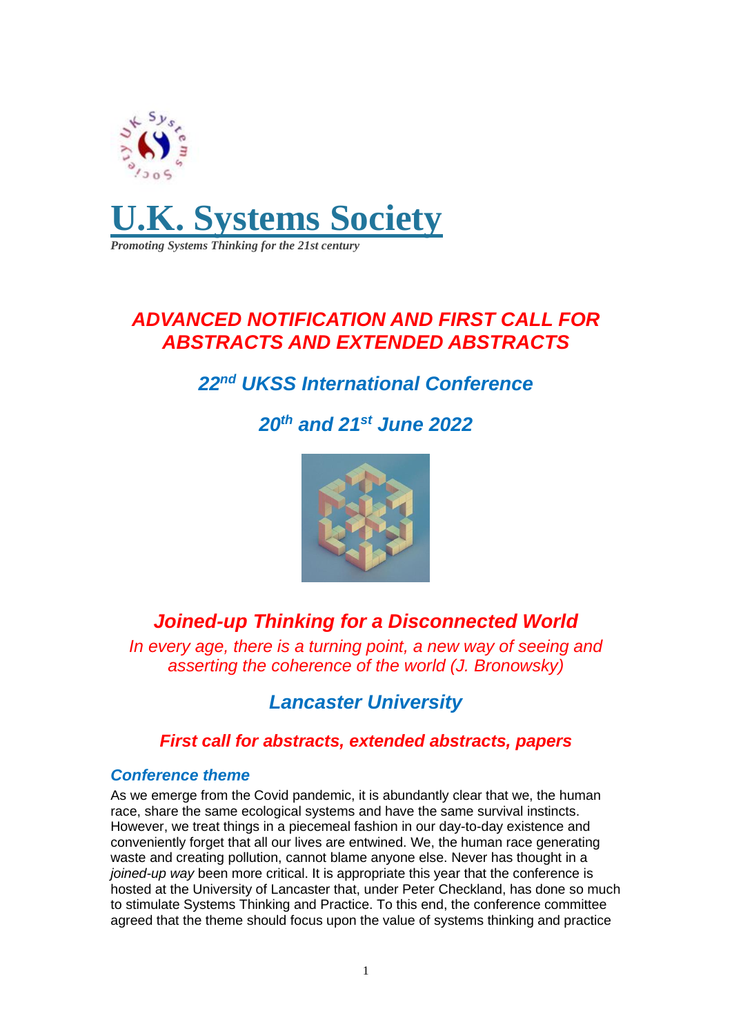# U.K. Systems Society

*Promoting Systems Thinking for the 21st century*

## *ADVANCED NOTIFICATION AND FIRST CALL FOR ABSTRACTS AND EXTENDED ABSTRACTS*

### *22nd UKSS International Conference*

### *20th and 21st June 2022*

## *Joined-up Thinking for a Disconnected World*

*In every age, there is a turning point, a new way of seeing and asserting the coherence of the world (J. Bronowsky)*

### *Lancaster University*

### *First call for abstracts, extended abstracts, papers*

### *Conference theme*

As we emerge from the Covid pandemic, it is abundantly clear that we, the human race, share the same ecological systems and have the same survival instincts. However, we treat things in a piecemeal fashion in our day-to-day existence and conveniently forget that all our lives are entwined. We, the human race generating waste and creating pollution, cannot blame anyone else. Never has thought in a *joined-up way* been more critical. It is appropriate this year that the conference is hosted at the University of Lancaster that, under Peter Checkland, has done so much to stimulate Systems Thinking and Practice. To this end, the conference committee agreed that the theme should focus upon the value of systems thinking and practice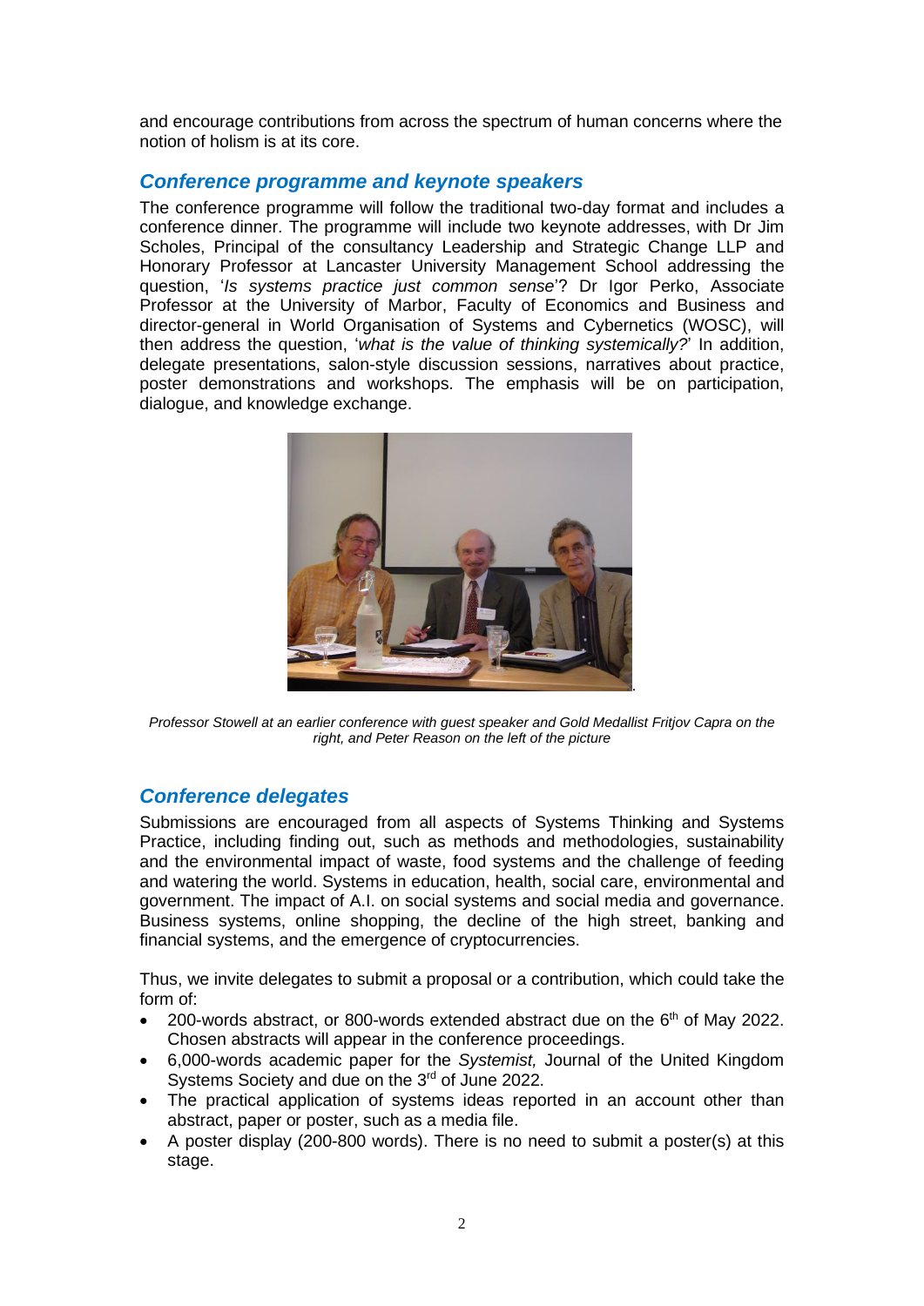and encourage contributions from across the spectrum of human concerns where the notion of holism is at its core.

## *Conference programme and keynote speakers*

The conference programme will follow the traditional two-day format and includes a conference dinner. The programme will include two keynote addresses, with Dr Jim Scholes, Principal of the consultancy Leadership and Strategic Change LLP and Honorary Professor at Lancaster University Management School addressing the question, '*Is systems practice just common sense*'? Dr Igor Perko, Associate Professor at the University of Marbor, Faculty of Economics and Business and director-general in World Organisation of Systems and Cybernetics (WOSC), will then address the question, '*what is the value of thinking systemically?*' In addition, delegate presentations, salon-style discussion sessions, narratives about practice, poster demonstrations and workshops. The emphasis will be on participation, dialogue, and knowledge exchange.

*Professor Stowell at an earlier conference with guest speaker and Gold Medallist Fritjov Capra on the right, and Peter Reason on the left of the picture*

## *Conference delegates*

Submissions are encouraged from all aspects of Systems Thinking and Systems Practice, including finding out, such as methods and methodologies, sustainability and the environmental impact of waste, food systems and the challenge of feeding and watering the world. Systems in education, health, social care, environmental and government. The impact of A.I. on social systems and social media and governance. Business systems, online shopping, the decline of the high street, banking and financial systems, and the emergence of cryptocurrencies.

Thus, we invite delegates to submit a proposal or a contribution, which could take the form of:

- 200-words abstract, or 800-words extended abstract due on the 6th of May 2022. Chosen abstracts will appear in the conference proceedings.
- 6,000-words academic paper for the *Systemist,* Journal of the United Kingdom Systems Society and due on the 3rd of June 2022.
- The practical application of systems ideas reported in an account other than abstract, paper or poster, such as a media file.
- A poster display (200-800 words). There is no need to submit a poster(s) at this stage.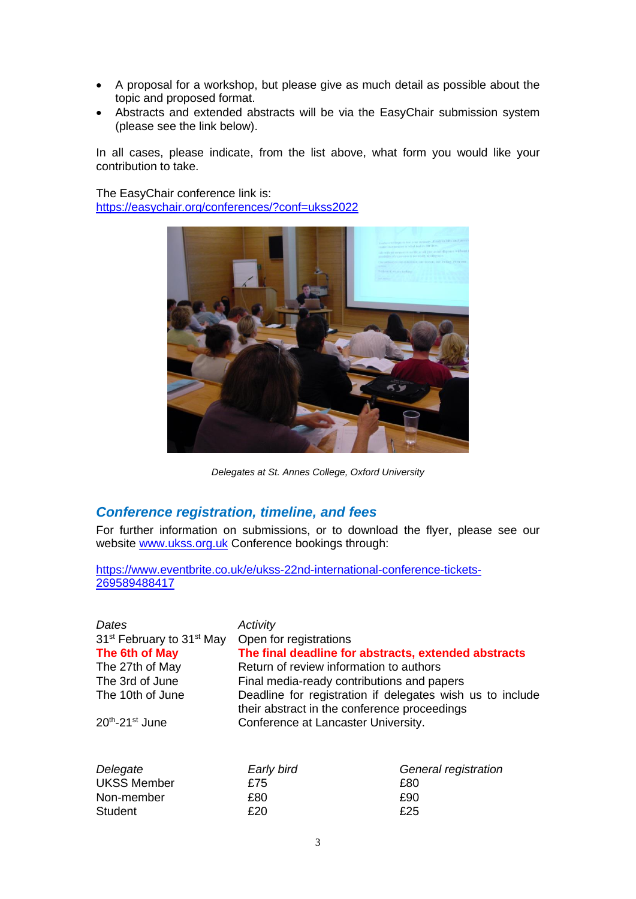- A proposal for a workshop, but please give as much detail as possible about the topic and proposed format.
- Abstracts and extended abstracts will be via the EasyChair submission system (please see the link below).

In all cases, please indicate, from the list above, what form you would like your contribution to take.

The EasyChair conference link is:
https://easychair.org/conferences/?conf=ukss2022

*Delegates at St. Annes College, Oxford University*

## *Conference registration, timeline, and fees*

For further information on submissions, or to download the flyer, please see our website www.ukss.org.uk Conference bookings through:

https://www.eventbrite.co.uk/e/ukss-22nd-international-conference-tickets-269589488417

| *Dates* | *Activity* |
|---|---|
| 31st February to 31st May | Open for registrations |
| **The 6th of May** | **The final deadline for abstracts, extended abstracts** |
| The 27th of May | Return of review information to authors |
| The 3rd of June | Final media-ready contributions and papers |
| The 10th of June | Deadline for registration if delegates wish us to include their abstract in the conference proceedings |
| 20th-21st June | Conference at Lancaster University. |

| *Delegate* | *Early bird* | *General registration* |
|---|---|---|
| UKSS Member | £75 | £80 |
| Non-member | £80 | £90 |
| Student | £20 | £25 |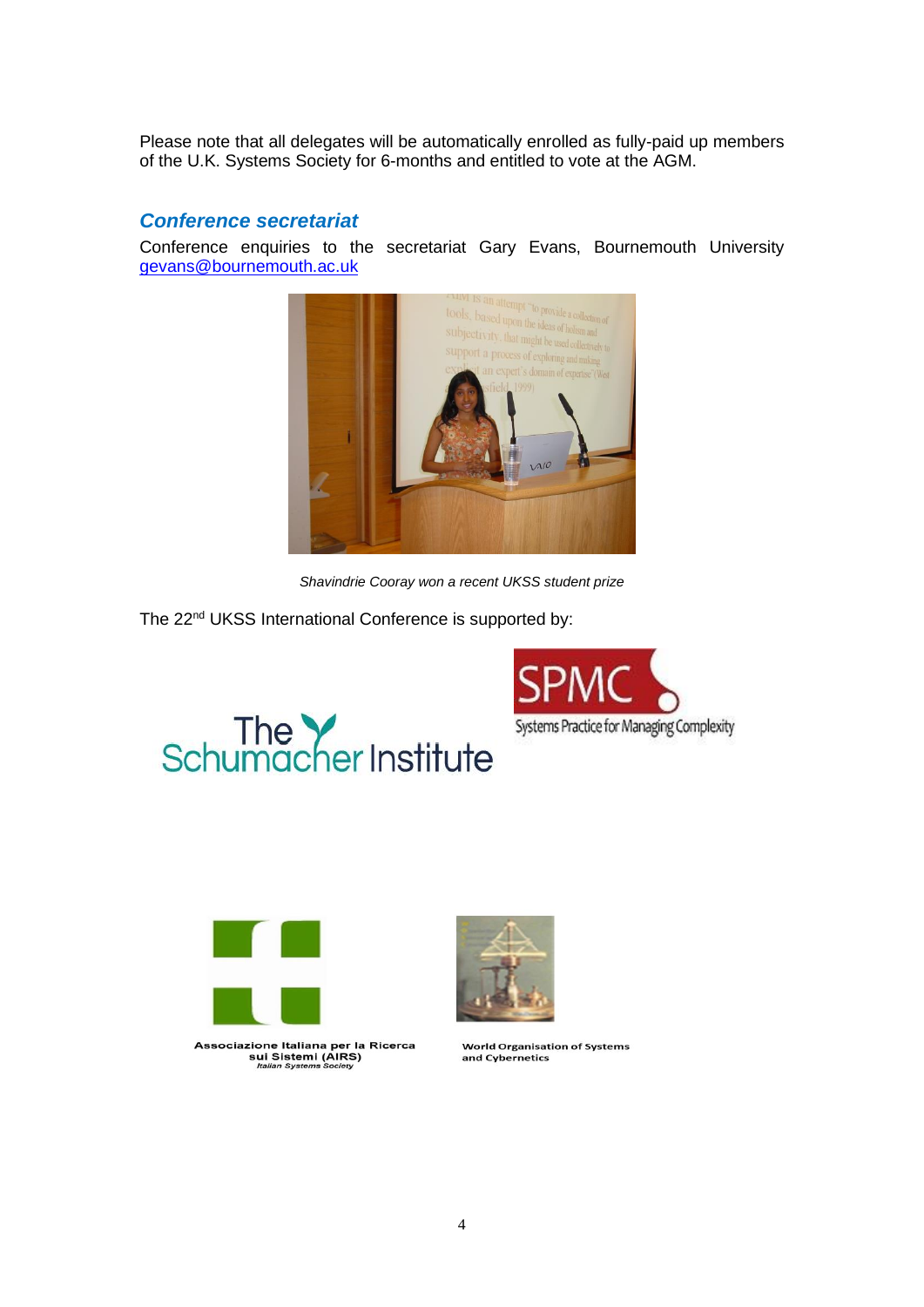Please note that all delegates will be automatically enrolled as fully-paid up members of the U.K. Systems Society for 6-months and entitled to vote at the AGM.

## *Conference secretariat*

Conference enquiries to the secretariat Gary Evans, Bournemouth University [gevans@bournemouth.ac.uk](mailto:gevans@bournemouth.ac.uk)

*Shavindrie Cooray won a recent UKSS student prize*

The 22nd UKSS International Conference is supported by:

The Schumacher Institute

SPMC Systems Practice for Managing Complexity

Associazione Italiana per la Ricerca sui Sistemi (AIRS)
*Italian Systems Society*

World Organisation of Systems and Cybernetics